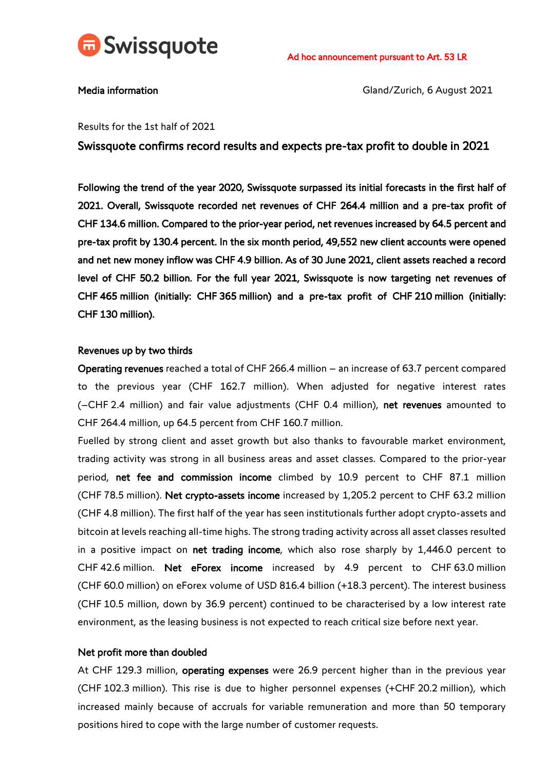Swissquote

Ad hoc announcement pursuant to Art. 53 LR

**Media information**

Gland/Zurich, 6 August 2021

Results for the 1st half of 2021

# Swissquote confirms record results and expects pre-tax profit to double in 2021

**Following the trend of the year 2020, Swissquote surpassed its initial forecasts in the first half of 2021. Overall, Swissquote recorded net revenues of CHF 264.4 million and a pre-tax profit of CHF 134.6 million. Compared to the prior-year period, net revenues increased by 64.5 percent and pre-tax profit by 130.4 percent. In the six month period, 49,552 new client accounts were opened and net new money inflow was CHF 4.9 billion. As of 30 June 2021, client assets reached a record level of CHF 50.2 billion. For the full year 2021, Swissquote is now targeting net revenues of CHF 465 million (initially: CHF 365 million) and a pre-tax profit of CHF 210 million (initially: CHF 130 million).**

## Revenues up by two thirds

**Operating revenues** reached a total of CHF 266.4 million – an increase of 63.7 percent compared to the previous year (CHF 162.7 million). When adjusted for negative interest rates (–CHF 2.4 million) and fair value adjustments (CHF 0.4 million), **net revenues** amounted to CHF 264.4 million, up 64.5 percent from CHF 160.7 million.

Fuelled by strong client and asset growth but also thanks to favourable market environment, trading activity was strong in all business areas and asset classes. Compared to the prior-year period, **net fee and commission income** climbed by 10.9 percent to CHF 87.1 million (CHF 78.5 million). **Net crypto-assets income** increased by 1,205.2 percent to CHF 63.2 million (CHF 4.8 million). The first half of the year has seen institutionals further adopt crypto-assets and bitcoin at levels reaching all-time highs. The strong trading activity across all asset classes resulted in a positive impact on **net trading income**, which also rose sharply by 1,446.0 percent to CHF 42.6 million. **Net eForex income** increased by 4.9 percent to CHF 63.0 million (CHF 60.0 million) on eForex volume of USD 816.4 billion (+18.3 percent). The interest business (CHF 10.5 million, down by 36.9 percent) continued to be characterised by a low interest rate environment, as the leasing business is not expected to reach critical size before next year.

## Net profit more than doubled

At CHF 129.3 million, **operating expenses** were 26.9 percent higher than in the previous year (CHF 102.3 million). This rise is due to higher personnel expenses (+CHF 20.2 million), which increased mainly because of accruals for variable remuneration and more than 50 temporary positions hired to cope with the large number of customer requests.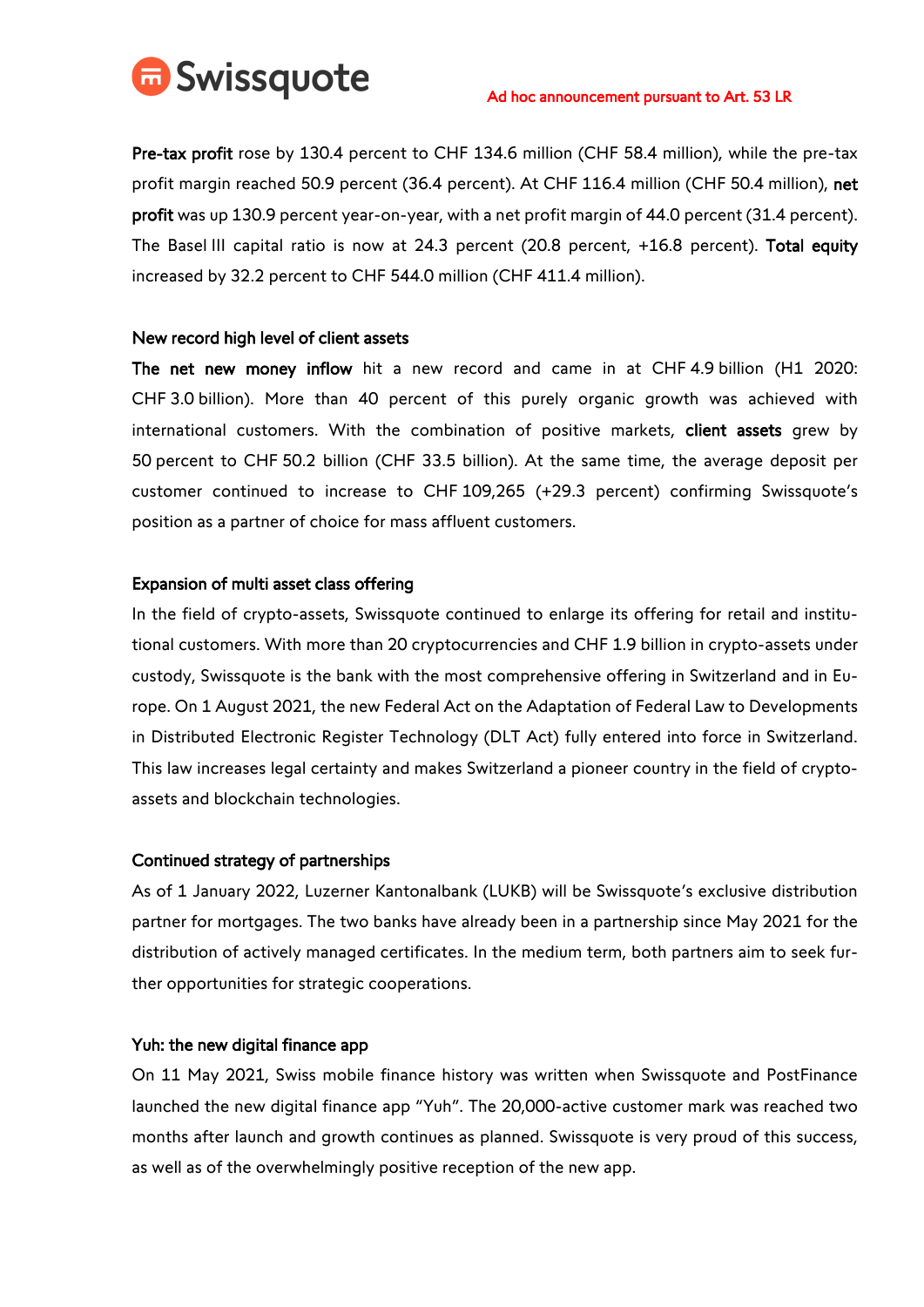**Pre-tax profit** rose by 130.4 percent to CHF 134.6 million (CHF 58.4 million), while the pre-tax profit margin reached 50.9 percent (36.4 percent). At CHF 116.4 million (CHF 50.4 million), **net profit** was up 130.9 percent year-on-year, with a net profit margin of 44.0 percent (31.4 percent). The Basel III capital ratio is now at 24.3 percent (20.8 percent, +16.8 percent). **Total equity** increased by 32.2 percent to CHF 544.0 million (CHF 411.4 million).

### New record high level of client assets

**The net new money inflow** hit a new record and came in at CHF 4.9 billion (H1 2020: CHF 3.0 billion). More than 40 percent of this purely organic growth was achieved with international customers. With the combination of positive markets, **client assets** grew by 50 percent to CHF 50.2 billion (CHF 33.5 billion). At the same time, the average deposit per customer continued to increase to CHF 109,265 (+29.3 percent) confirming Swissquote's position as a partner of choice for mass affluent customers.

### Expansion of multi asset class offering

In the field of crypto-assets, Swissquote continued to enlarge its offering for retail and institutional customers. With more than 20 cryptocurrencies and CHF 1.9 billion in crypto-assets under custody, Swissquote is the bank with the most comprehensive offering in Switzerland and in Europe. On 1 August 2021, the new Federal Act on the Adaptation of Federal Law to Developments in Distributed Electronic Register Technology (DLT Act) fully entered into force in Switzerland. This law increases legal certainty and makes Switzerland a pioneer country in the field of crypto-assets and blockchain technologies.

### Continued strategy of partnerships

As of 1 January 2022, Luzerner Kantonalbank (LUKB) will be Swissquote's exclusive distribution partner for mortgages. The two banks have already been in a partnership since May 2021 for the distribution of actively managed certificates. In the medium term, both partners aim to seek further opportunities for strategic cooperations.

### Yuh: the new digital finance app

On 11 May 2021, Swiss mobile finance history was written when Swissquote and PostFinance launched the new digital finance app "Yuh". The 20,000-active customer mark was reached two months after launch and growth continues as planned. Swissquote is very proud of this success, as well as of the overwhelmingly positive reception of the new app.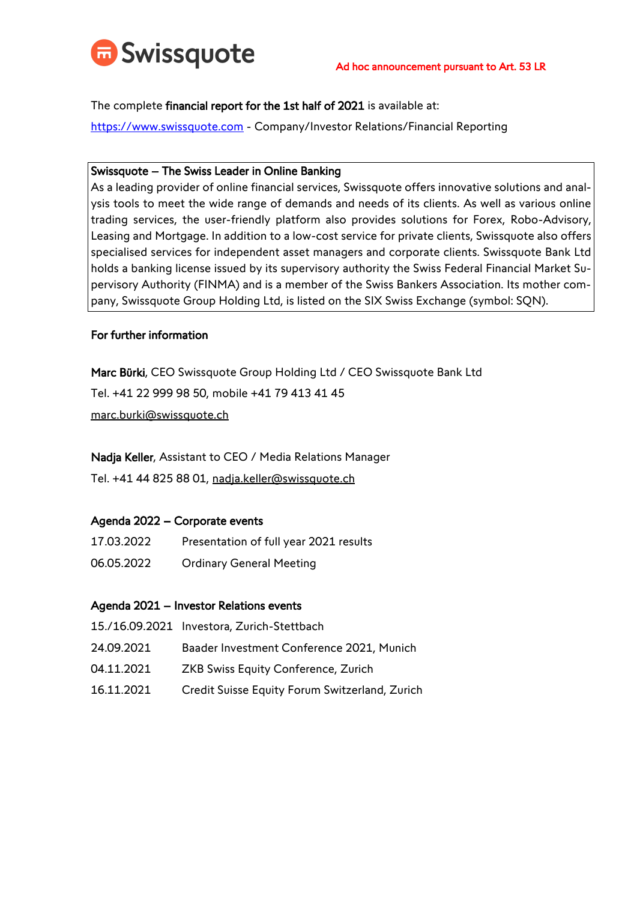Ad hoc announcement pursuant to Art. 53 LR

The complete **financial report for the 1st half of 2021** is available at:

https://www.swissquote.com - Company/Investor Relations/Financial Reporting

**Swissquote – The Swiss Leader in Online Banking**

As a leading provider of online financial services, Swissquote offers innovative solutions and analysis tools to meet the wide range of demands and needs of its clients. As well as various online trading services, the user-friendly platform also provides solutions for Forex, Robo-Advisory, Leasing and Mortgage. In addition to a low-cost service for private clients, Swissquote also offers specialised services for independent asset managers and corporate clients. Swissquote Bank Ltd holds a banking license issued by its supervisory authority the Swiss Federal Financial Market Supervisory Authority (FINMA) and is a member of the Swiss Bankers Association. Its mother company, Swissquote Group Holding Ltd, is listed on the SIX Swiss Exchange (symbol: SQN).

**For further information**

**Marc Bürki**, CEO Swissquote Group Holding Ltd / CEO Swissquote Bank Ltd

Tel. +41 22 999 98 50, mobile +41 79 413 41 45

marc.burki@swissquote.ch

**Nadja Keller**, Assistant to CEO / Media Relations Manager

Tel. +41 44 825 88 01, nadja.keller@swissquote.ch

**Agenda 2022 – Corporate events**

| | |
|---|---|
| 17.03.2022 | Presentation of full year 2021 results |
| 06.05.2022 | Ordinary General Meeting |

**Agenda 2021 – Investor Relations events**

| | |
|---|---|
| 15./16.09.2021 | Investora, Zurich-Stettbach |
| 24.09.2021 | Baader Investment Conference 2021, Munich |
| 04.11.2021 | ZKB Swiss Equity Conference, Zurich |
| 16.11.2021 | Credit Suisse Equity Forum Switzerland, Zurich |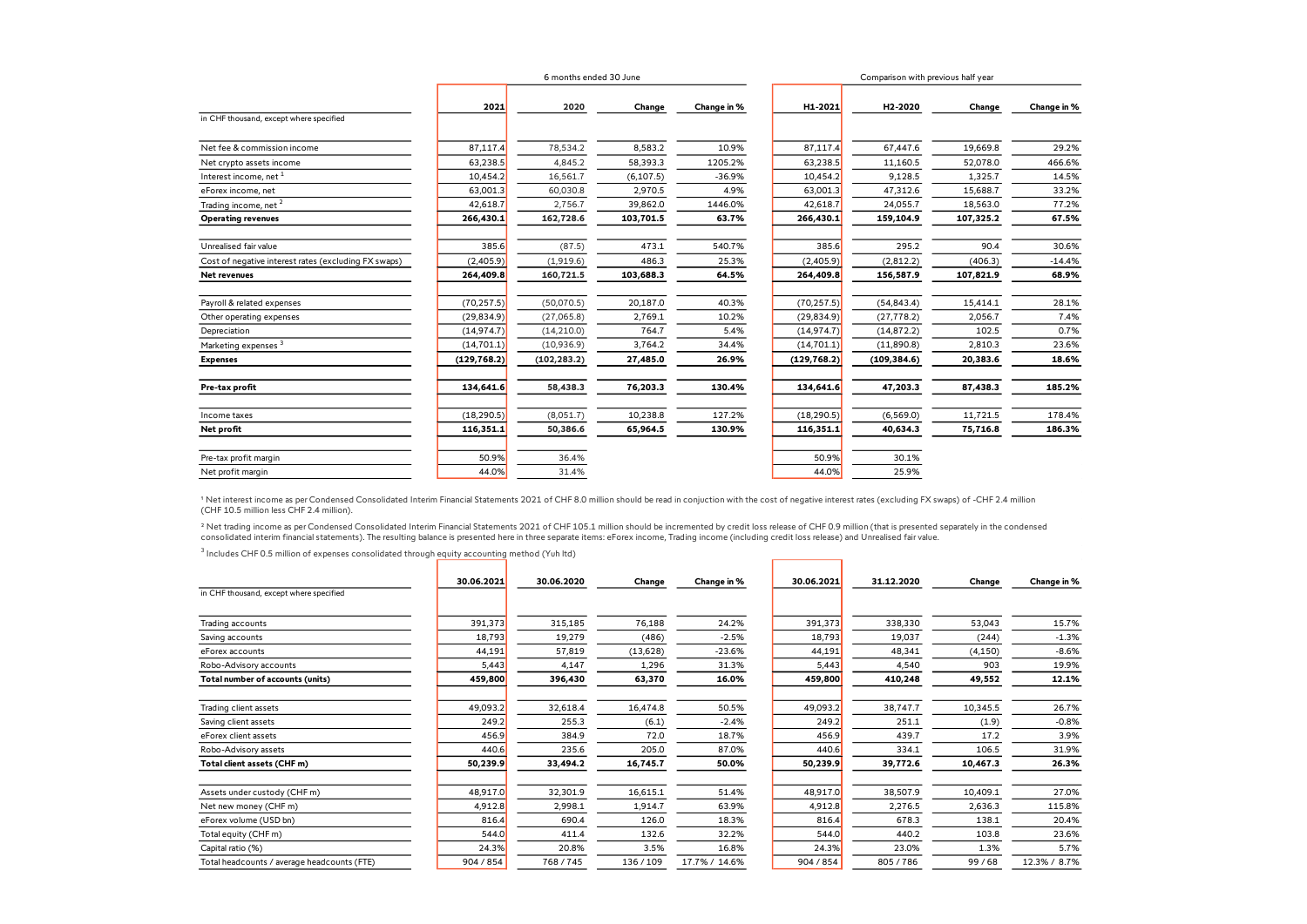| in CHF thousand, except where specified | 6 months ended 30 June | | | | Comparison with previous half year | | | |
|---|---|---|---|---|---|---|---|---|
| | **2021** | **2020** | **Change** | **Change in %** | **H1-2021** | **H2-2020** | **Change** | **Change in %** |
| Net fee & commission income | 87,117.4 | 78,534.2 | 8,583.2 | 10.9% | 87,117.4 | 67,447.6 | 19,669.8 | 29.2% |
| Net crypto assets income | 63,238.5 | 4,845.2 | 58,393.3 | 1205.2% | 63,238.5 | 11,160.5 | 52,078.0 | 466.6% |
| Interest income, net [1] | 10,454.2 | 16,561.7 | (6,107.5) | -36.9% | 10,454.2 | 9,128.5 | 1,325.7 | 14.5% |
| eForex income, net | 63,001.3 | 60,030.8 | 2,970.5 | 4.9% | 63,001.3 | 47,312.6 | 15,688.7 | 33.2% |
| Trading income, net [2] | 42,618.7 | 2,756.7 | 39,862.0 | 1446.0% | 42,618.7 | 24,055.7 | 18,563.0 | 77.2% |
| **Operating revenues** | **266,430.1** | **162,728.6** | **103,701.5** | **63.7%** | **266,430.1** | **159,104.9** | **107,325.2** | **67.5%** |
| Unrealised fair value | 385.6 | (87.5) | 473.1 | 540.7% | 385.6 | 295.2 | 90.4 | 30.6% |
| Cost of negative interest rates (excluding FX swaps) | (2,405.9) | (1,919.6) | 486.3 | 25.3% | (2,405.9) | (2,812.2) | (406.3) | -14.4% |
| **Net revenues** | **264,409.8** | **160,721.5** | **103,688.3** | **64.5%** | **264,409.8** | **156,587.9** | **107,821.9** | **68.9%** |
| Payroll & related expenses | (70,257.5) | (50,070.5) | 20,187.0 | 40.3% | (70,257.5) | (54,843.4) | 15,414.1 | 28.1% |
| Other operating expenses | (29,834.9) | (27,065.8) | 2,769.1 | 10.2% | (29,834.9) | (27,778.2) | 2,056.7 | 7.4% |
| Depreciation | (14,974.7) | (14,210.0) | 764.7 | 5.4% | (14,974.7) | (14,872.2) | 102.5 | 0.7% |
| Marketing expenses [3] | (14,701.1) | (10,936.9) | 3,764.2 | 34.4% | (14,701.1) | (11,890.8) | 2,810.3 | 23.6% |
| **Expenses** | **(129,768.2)** | **(102,283.2)** | **27,485.0** | **26.9%** | **(129,768.2)** | **(109,384.6)** | **20,383.6** | **18.6%** |
| **Pre-tax profit** | **134,641.6** | **58,438.3** | **76,203.3** | **130.4%** | **134,641.6** | **47,203.3** | **87,438.3** | **185.2%** |
| Income taxes | (18,290.5) | (8,051.7) | 10,238.8 | 127.2% | (18,290.5) | (6,569.0) | 11,721.5 | 178.4% |
| **Net profit** | **116,351.1** | **50,386.6** | **65,964.5** | **130.9%** | **116,351.1** | **40,634.3** | **75,716.8** | **186.3%** |
| Pre-tax profit margin | 50.9% | 36.4% | | | 50.9% | 30.1% | | |
| Net profit margin | 44.0% | 31.4% | | | 44.0% | 25.9% | | |

[1] Net interest income as per Condensed Consolidated Interim Financial Statements 2021 of CHF 8.0 million should be read in conjuction with the cost of negative interest rates (excluding FX swaps) of -CHF 2.4 million (CHF 10.5 million less CHF 2.4 million).

[2] Net trading income as per Condensed Consolidated Interim Financial Statements 2021 of CHF 105.1 million should be incremented by credit loss release of CHF 0.9 million (that is presented separately in the condensed consolidated interim financial statements). The resulting balance is presented here in three separate items: eForex income, Trading income (including credit loss release) and Unrealised fair value.

[3] Includes CHF 0.5 million of expenses consolidated through equity accounting method (Yuh ltd)

| in CHF thousand, except where specified | **30.06.2021** | **30.06.2020** | **Change** | **Change in %** | **30.06.2021** | **31.12.2020** | **Change** | **Change in %** |
|---|---|---|---|---|---|---|---|---|
| Trading accounts | 391,373 | 315,185 | 76,188 | 24.2% | 391,373 | 338,330 | 53,043 | 15.7% |
| Saving accounts | 18,793 | 19,279 | (486) | -2.5% | 18,793 | 19,037 | (244) | -1.3% |
| eForex accounts | 44,191 | 57,819 | (13,628) | -23.6% | 44,191 | 48,341 | (4,150) | -8.6% |
| Robo-Advisory accounts | 5,443 | 4,147 | 1,296 | 31.3% | 5,443 | 4,540 | 903 | 19.9% |
| **Total number of accounts (units)** | **459,800** | **396,430** | **63,370** | **16.0%** | **459,800** | **410,248** | **49,552** | **12.1%** |
| Trading client assets | 49,093.2 | 32,618.4 | 16,474.8 | 50.5% | 49,093.2 | 38,747.7 | 10,345.5 | 26.7% |
| Saving client assets | 249.2 | 255.3 | (6.1) | -2.4% | 249.2 | 251.1 | (1.9) | -0.8% |
| eForex client assets | 456.9 | 384.9 | 72.0 | 18.7% | 456.9 | 439.7 | 17.2 | 3.9% |
| Robo-Advisory assets | 440.6 | 235.6 | 205.0 | 87.0% | 440.6 | 334.1 | 106.5 | 31.9% |
| **Total client assets (CHF m)** | **50,239.9** | **33,494.2** | **16,745.7** | **50.0%** | **50,239.9** | **39,772.6** | **10,467.3** | **26.3%** |
| Assets under custody (CHF m) | 48,917.0 | 32,301.9 | 16,615.1 | 51.4% | 48,917.0 | 38,507.9 | 10,409.1 | 27.0% |
| Net new money (CHF m) | 4,912.8 | 2,998.1 | 1,914.7 | 63.9% | 4,912.8 | 2,276.5 | 2,636.3 | 115.8% |
| eForex volume (USD bn) | 816.4 | 690.4 | 126.0 | 18.3% | 816.4 | 678.3 | 138.1 | 20.4% |
| Total equity (CHF m) | 544.0 | 411.4 | 132.6 | 32.2% | 544.0 | 440.2 | 103.8 | 23.6% |
| Capital ratio (%) | 24.3% | 20.8% | 3.5% | 16.8% | 24.3% | 23.0% | 1.3% | 5.7% |
| Total headcounts / average headcounts (FTE) | 904 / 854 | 768 / 745 | 136 / 109 | 17.7% / 14.6% | 904 / 854 | 805 / 786 | 99 / 68 | 12.3% / 8.7% |